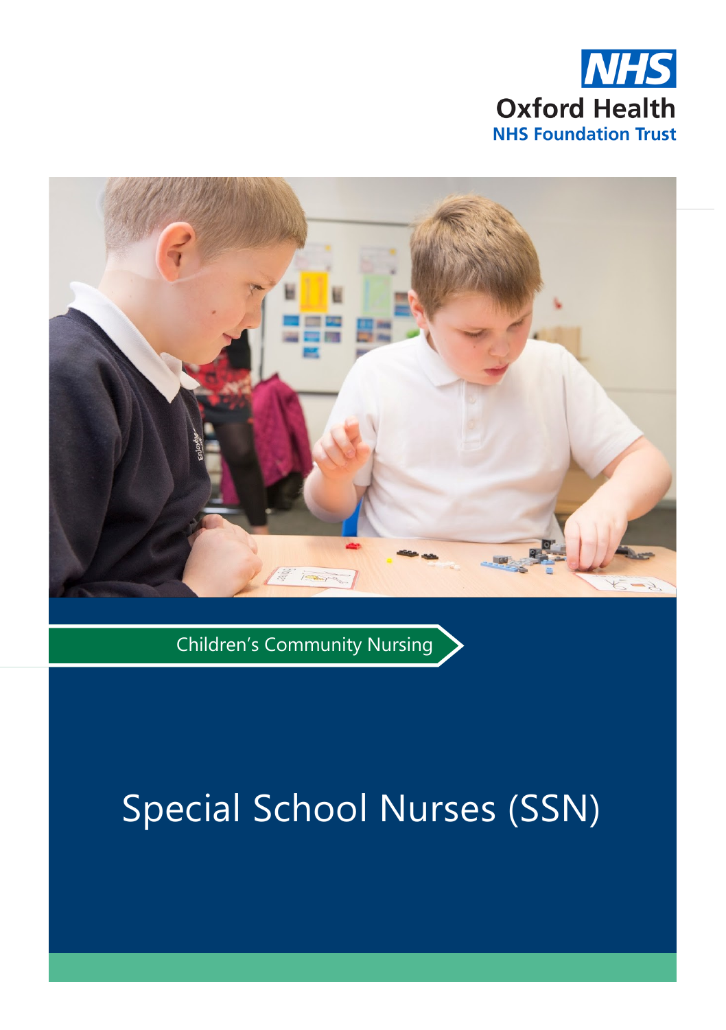NHS
Oxford Health
NHS Foundation Trust

Children's Community Nursing

# Special School Nurses (SSN)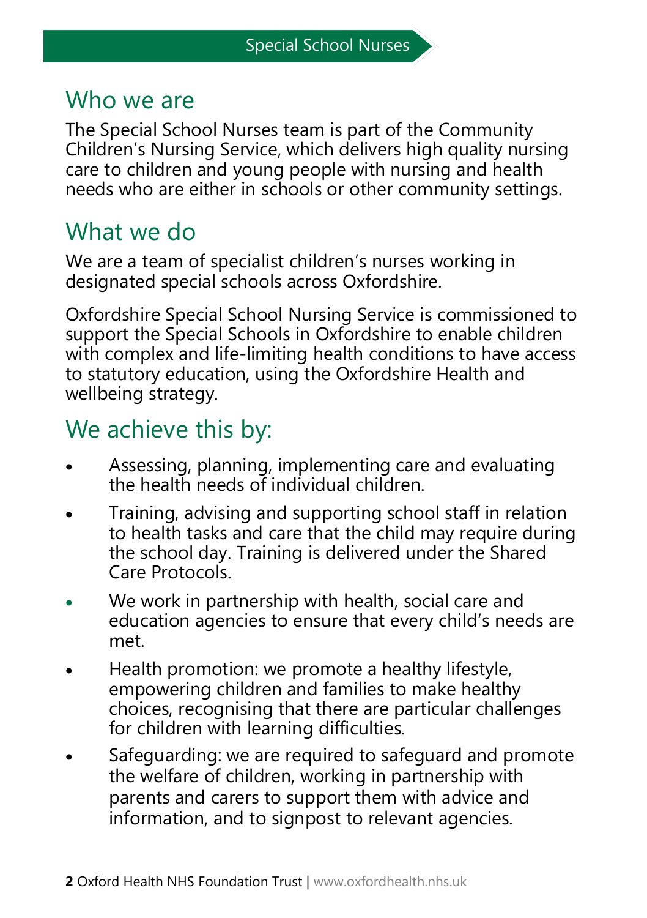Special School Nurses

## Who we are

The Special School Nurses team is part of the Community Children's Nursing Service, which delivers high quality nursing care to children and young people with nursing and health needs who are either in schools or other community settings.

## What we do

We are a team of specialist children's nurses working in designated special schools across Oxfordshire.

Oxfordshire Special School Nursing Service is commissioned to support the Special Schools in Oxfordshire to enable children with complex and life-limiting health conditions to have access to statutory education, using the Oxfordshire Health and wellbeing strategy.

## We achieve this by:

- Assessing, planning, implementing care and evaluating the health needs of individual children.
- Training, advising and supporting school staff in relation to health tasks and care that the child may require during the school day. Training is delivered under the Shared Care Protocols.
- We work in partnership with health, social care and education agencies to ensure that every child's needs are met.
- Health promotion: we promote a healthy lifestyle, empowering children and families to make healthy choices, recognising that there are particular challenges for children with learning difficulties.
- Safeguarding: we are required to safeguard and promote the welfare of children, working in partnership with parents and carers to support them with advice and information, and to signpost to relevant agencies.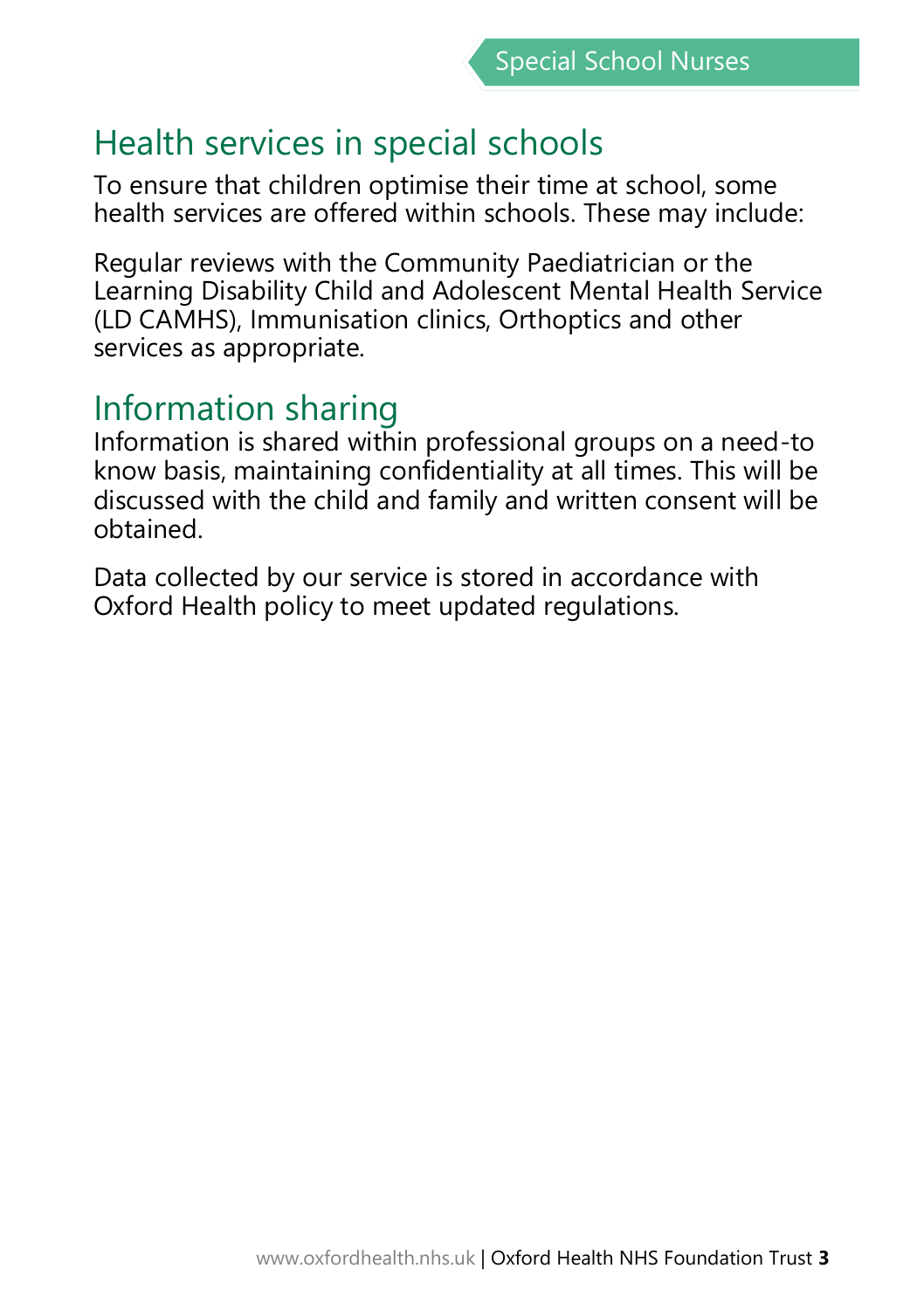## Health services in special schools

To ensure that children optimise their time at school, some health services are offered within schools. These may include:

Regular reviews with the Community Paediatrician or the Learning Disability Child and Adolescent Mental Health Service (LD CAMHS), Immunisation clinics, Orthoptics and other services as appropriate.

## Information sharing

Information is shared within professional groups on a need-to know basis, maintaining confidentiality at all times. This will be discussed with the child and family and written consent will be obtained.

Data collected by our service is stored in accordance with Oxford Health policy to meet updated regulations.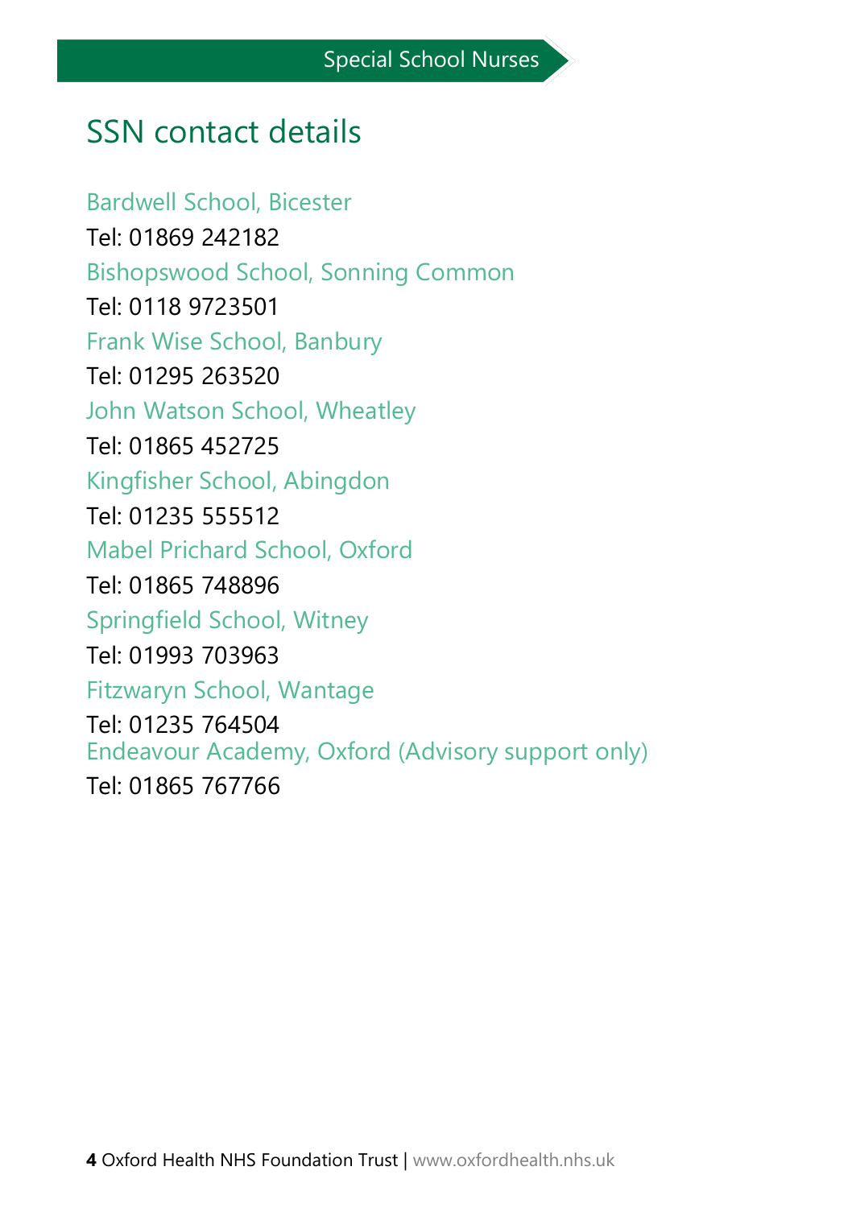Special School Nurses

## SSN contact details

Bardwell School, Bicester

Tel: 01869 242182

Bishopswood School, Sonning Common

Tel: 0118 9723501

Frank Wise School, Banbury

Tel: 01295 263520

John Watson School, Wheatley

Tel: 01865 452725

Kingfisher School, Abingdon

Tel: 01235 555512

Mabel Prichard School, Oxford

Tel: 01865 748896

Springfield School, Witney

Tel: 01993 703963

Fitzwaryn School, Wantage

Tel: 01235 764504

Endeavour Academy, Oxford (Advisory support only)

Tel: 01865 767766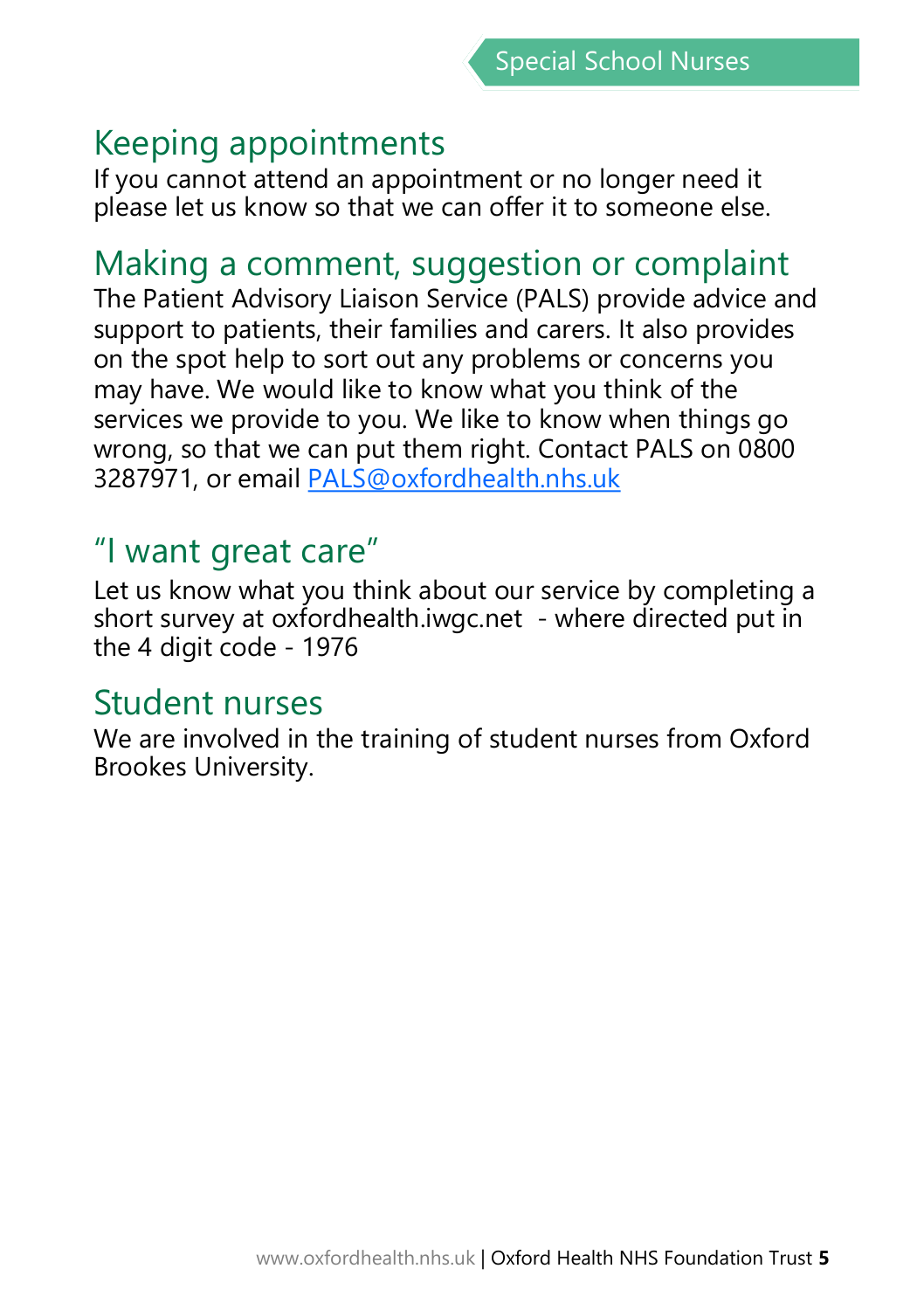## Keeping appointments

If you cannot attend an appointment or no longer need it please let us know so that we can offer it to someone else.

## Making a comment, suggestion or complaint

The Patient Advisory Liaison Service (PALS) provide advice and support to patients, their families and carers. It also provides on the spot help to sort out any problems or concerns you may have. We would like to know what you think of the services we provide to you. We like to know when things go wrong, so that we can put them right. Contact PALS on 0800 3287971, or email PALS@oxfordhealth.nhs.uk

## "I want great care"

Let us know what you think about our service by completing a short survey at oxfordhealth.iwgc.net - where directed put in the 4 digit code - 1976

## Student nurses

We are involved in the training of student nurses from Oxford Brookes University.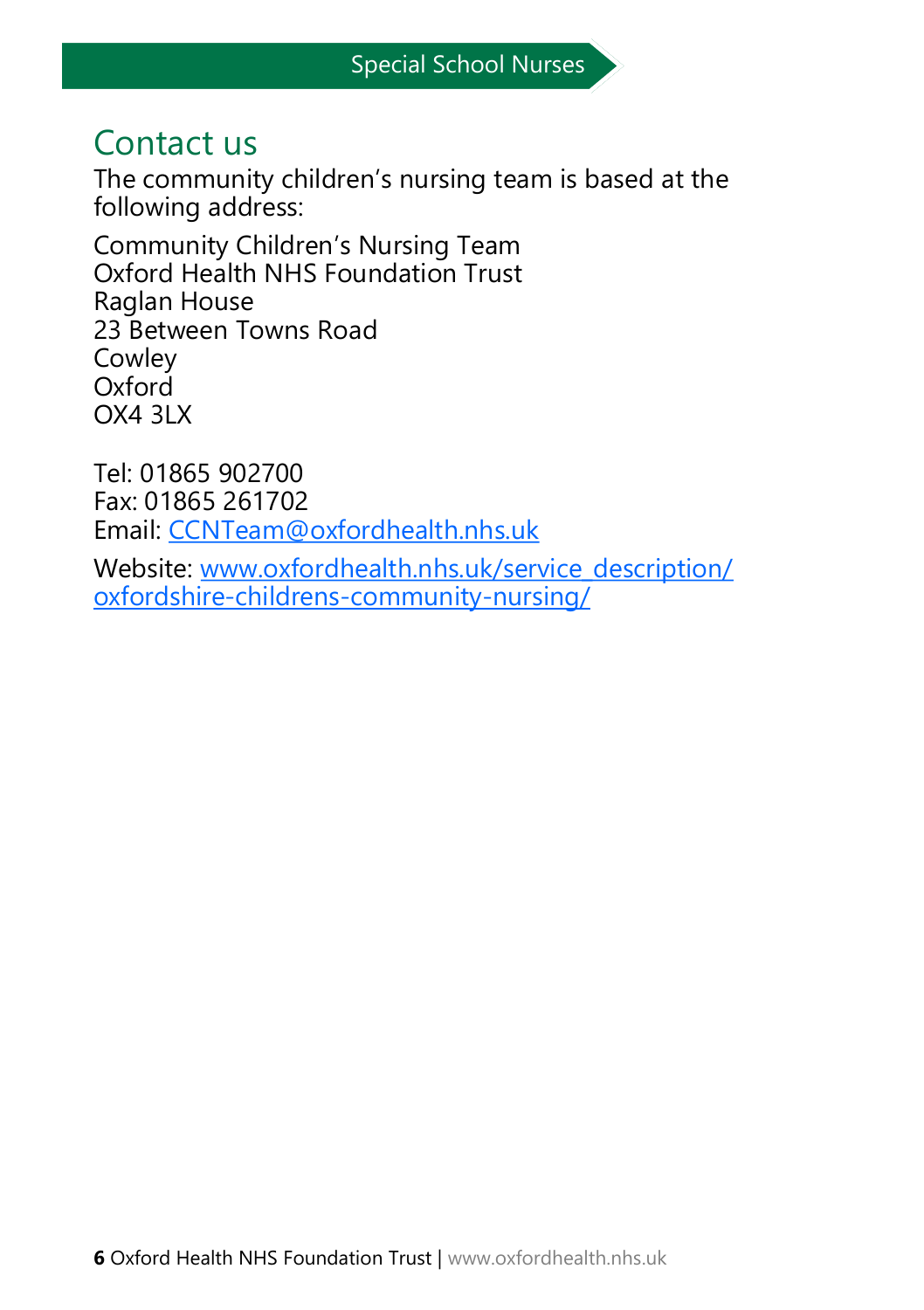## Contact us

The community children's nursing team is based at the following address:

Community Children's Nursing Team
Oxford Health NHS Foundation Trust
Raglan House
23 Between Towns Road
Cowley
Oxford
OX4 3LX

Tel: 01865 902700
Fax: 01865 261702
Email: CCNTeam@oxfordhealth.nhs.uk

Website: www.oxfordhealth.nhs.uk/service_description/oxfordshire-childrens-community-nursing/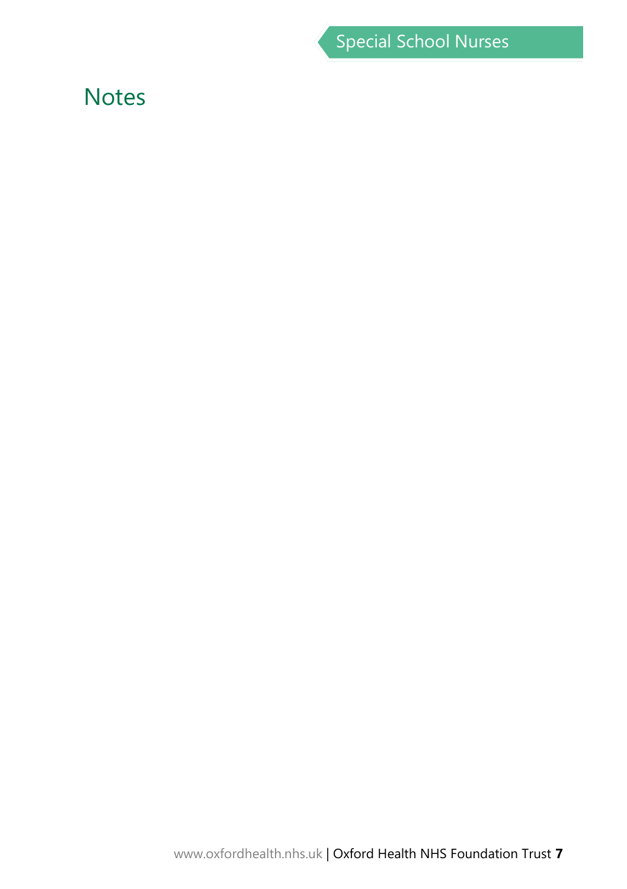# Notes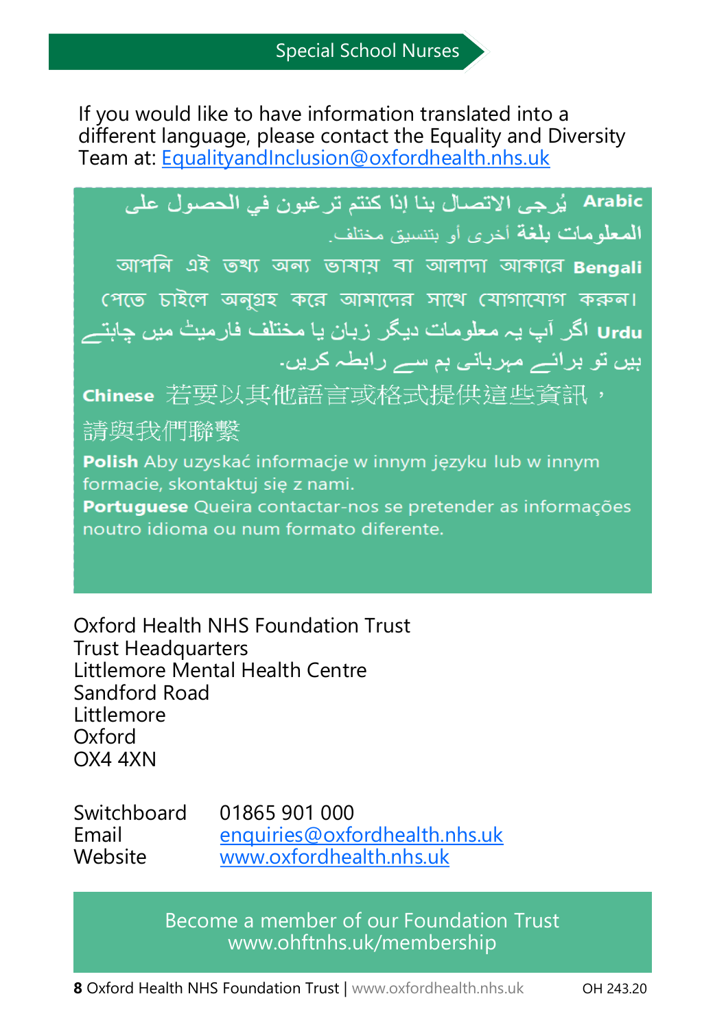If you would like to have information translated into a different language, please contact the Equality and Diversity Team at: EqualityandInclusion@oxfordhealth.nhs.uk

**Arabic** يُرجى الاتصال بنا إذا كنتم ترغبون في الحصول على المعلومات بلغة أخرى أو بتنسيق مختلف.

**Bengali** আপনি এই তথ্য অন্য ভাষায় বা আলাদা আকারে পেতে চাইলে অনুগ্রহ করে আমাদের সাথে যোগাযোগ করুন।

**Urdu** اگر آپ یہ معلومات دیگر زبان یا مختلف فارمیٹ میں چاہتے ہیں تو برائے مہربانی ہم سے رابطہ کریں۔

**Chinese** 若要以其他語言或格式提供這些資訊，請與我們聯繫

**Polish** Aby uzyskać informacje w innym języku lub w innym formacie, skontaktuj się z nami.

**Portuguese** Queira contactar-nos se pretender as informações noutro idioma ou num formato diferente.

Oxford Health NHS Foundation Trust
Trust Headquarters
Littlemore Mental Health Centre
Sandford Road
Littlemore
Oxford
OX4 4XN

| | |
|---|---|
| Switchboard | 01865 901 000 |
| Email | enquiries@oxfordhealth.nhs.uk |
| Website | www.oxfordhealth.nhs.uk |

Become a member of our Foundation Trust
www.ohftnhs.uk/membership

OH 243.20